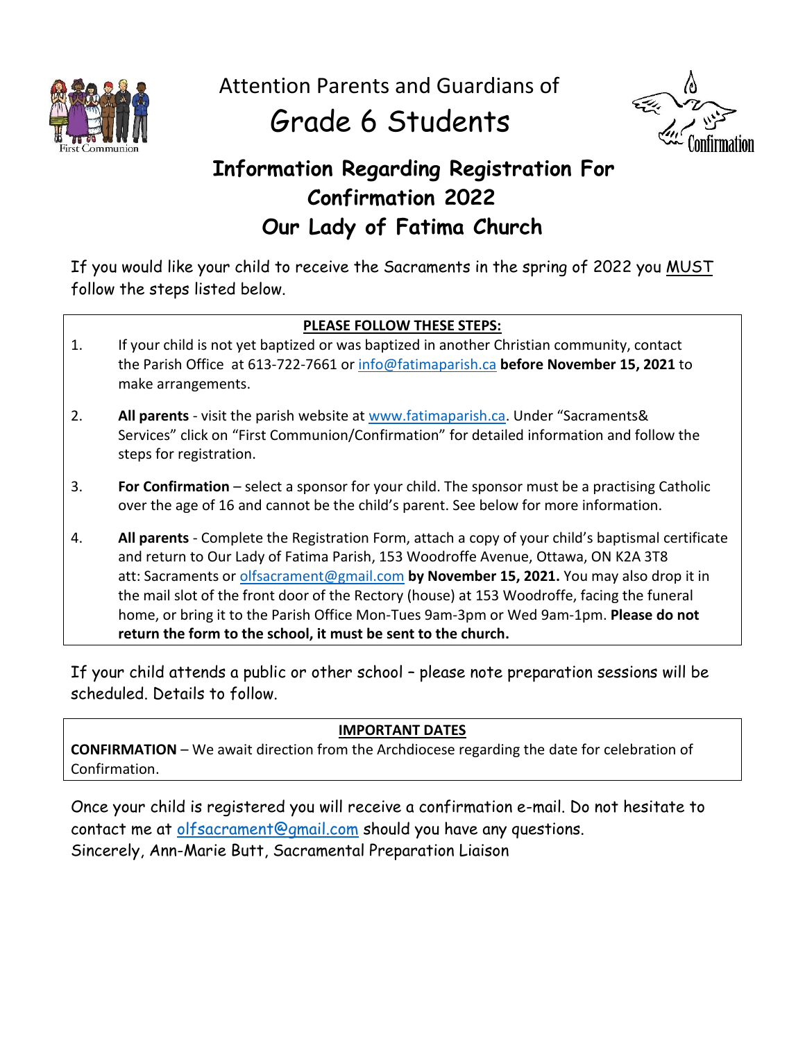Attention Parents and Guardians of

# Grade 6 Students

## Information Regarding Registration For Confirmation 2022 Our Lady of Fatima Church

If you would like your child to receive the Sacraments in the spring of 2022 you MUST follow the steps listed below.

**PLEASE FOLLOW THESE STEPS:**

1. If your child is not yet baptized or was baptized in another Christian community, contact the Parish Office at 613-722-7661 or info@fatimaparish.ca **before November 15, 2021** to make arrangements.

2. **All parents** - visit the parish website at www.fatimaparish.ca. Under "Sacraments& Services" click on "First Communion/Confirmation" for detailed information and follow the steps for registration.

3. **For Confirmation** – select a sponsor for your child. The sponsor must be a practising Catholic over the age of 16 and cannot be the child's parent. See below for more information.

4. **All parents** - Complete the Registration Form, attach a copy of your child's baptismal certificate and return to Our Lady of Fatima Parish, 153 Woodroffe Avenue, Ottawa, ON K2A 3T8 att: Sacraments or olfsacrament@gmail.com **by November 15, 2021.** You may also drop it in the mail slot of the front door of the Rectory (house) at 153 Woodroffe, facing the funeral home, or bring it to the Parish Office Mon-Tues 9am-3pm or Wed 9am-1pm. **Please do not return the form to the school, it must be sent to the church.**

If your child attends a public or other school – please note preparation sessions will be scheduled. Details to follow.

**IMPORTANT DATES**

**CONFIRMATION** – We await direction from the Archdiocese regarding the date for celebration of Confirmation.

Once your child is registered you will receive a confirmation e-mail. Do not hesitate to contact me at olfsacrament@gmail.com should you have any questions.
Sincerely, Ann-Marie Butt, Sacramental Preparation Liaison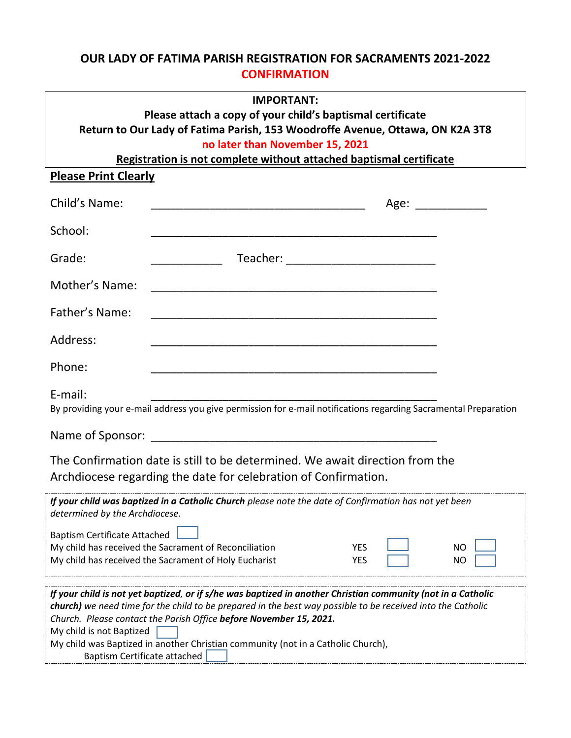# OUR LADY OF FATIMA PARISH REGISTRATION FOR SACRAMENTS 2021-2022

## CONFIRMATION

**IMPORTANT:**

**Please attach a copy of your child's baptismal certificate**

**Return to Our Lady of Fatima Parish, 153 Woodroffe Avenue, Ottawa, ON K2A 3T8**

**no later than November 15, 2021**

**Registration is not complete without attached baptismal certificate**

**Please Print Clearly**

Child's Name: ________________________________ Age: __________

School: ____________________________________________

Grade: __________ Teacher: ______________________

Mother's Name: ____________________________________________

Father's Name: ____________________________________________

Address: ____________________________________________

Phone: ____________________________________________

E-mail: ____________________________________________

By providing your e-mail address you give permission for e-mail notifications regarding Sacramental Preparation

Name of Sponsor: ____________________________________________

The Confirmation date is still to be determined. We await direction from the Archdiocese regarding the date for celebration of Confirmation.

***If your child was baptized in a Catholic Church*** *please note the date of Confirmation has not yet been determined by the Archdiocese.*

Baptism Certificate Attached ☐

My child has received the Sacrament of Reconciliation YES ☐ NO ☐

My child has received the Sacrament of Holy Eucharist YES ☐ NO ☐

***If your child is not yet baptized, or if s/he was baptized in another Christian community (not in a Catholic church)*** *we need time for the child to be prepared in the best way possible to be received into the Catholic Church. Please contact the Parish Office* ***before November 15, 2021.***

My child is not Baptized ☐

My child was Baptized in another Christian community (not in a Catholic Church),

Baptism Certificate attached ☐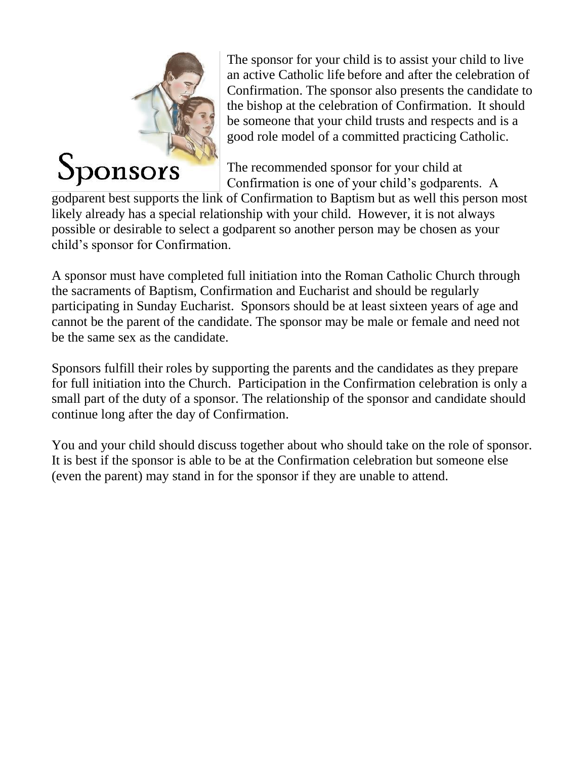# Sponsors

The sponsor for your child is to assist your child to live an active Catholic life before and after the celebration of Confirmation. The sponsor also presents the candidate to the bishop at the celebration of Confirmation. It should be someone that your child trusts and respects and is a good role model of a committed practicing Catholic.

The recommended sponsor for your child at Confirmation is one of your child's godparents. A godparent best supports the link of Confirmation to Baptism but as well this person most likely already has a special relationship with your child. However, it is not always possible or desirable to select a godparent so another person may be chosen as your child's sponsor for Confirmation.

A sponsor must have completed full initiation into the Roman Catholic Church through the sacraments of Baptism, Confirmation and Eucharist and should be regularly participating in Sunday Eucharist. Sponsors should be at least sixteen years of age and cannot be the parent of the candidate. The sponsor may be male or female and need not be the same sex as the candidate.

Sponsors fulfill their roles by supporting the parents and the candidates as they prepare for full initiation into the Church. Participation in the Confirmation celebration is only a small part of the duty of a sponsor. The relationship of the sponsor and candidate should continue long after the day of Confirmation.

You and your child should discuss together about who should take on the role of sponsor. It is best if the sponsor is able to be at the Confirmation celebration but someone else (even the parent) may stand in for the sponsor if they are unable to attend.